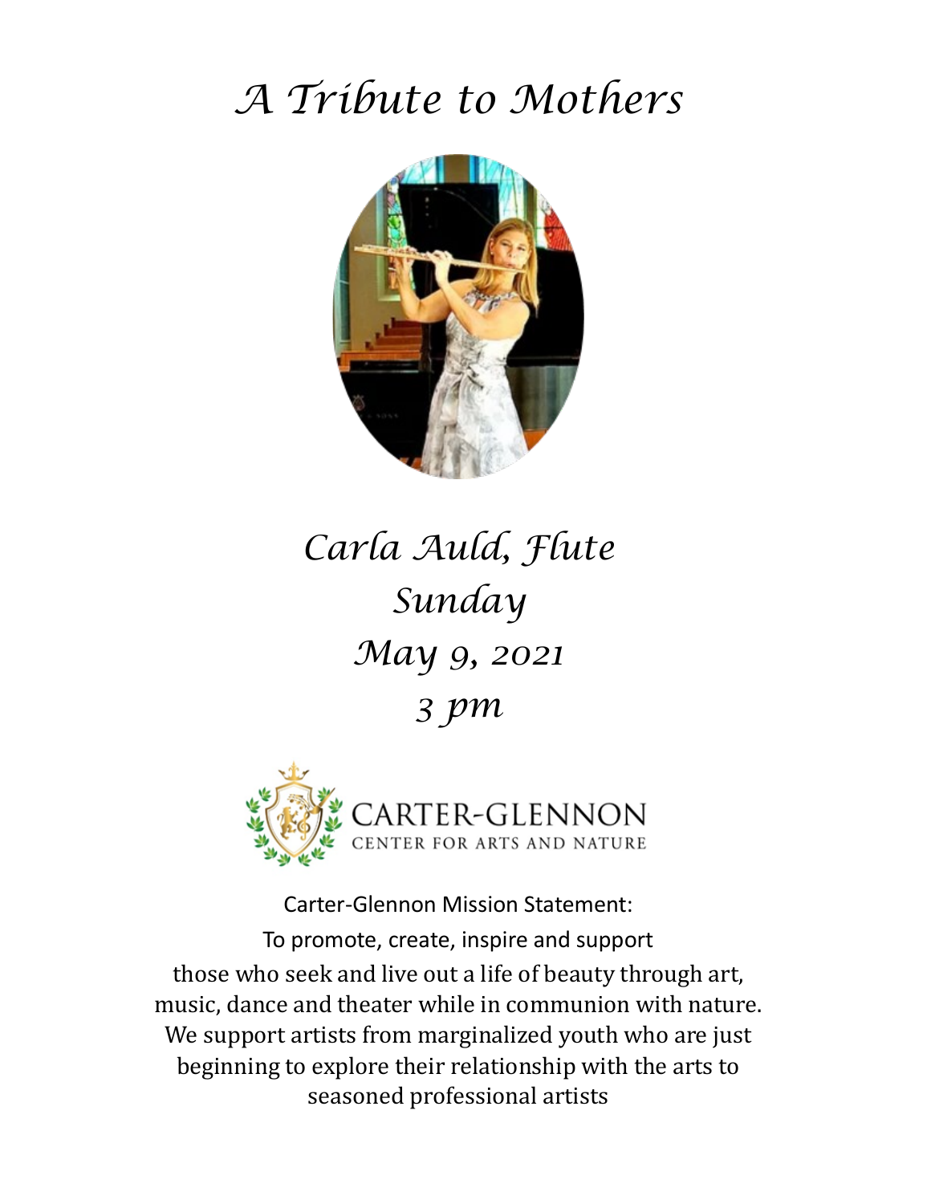# *A Tribute to Mothers*

*Carla Auld, Flute*

*Sunday*

*May 9, 2021*

*3 pm*

CARTER-GLENNON
CENTER FOR ARTS AND NATURE

Carter-Glennon Mission Statement:

To promote, create, inspire and support those who seek and live out a life of beauty through art, music, dance and theater while in communion with nature. We support artists from marginalized youth who are just beginning to explore their relationship with the arts to seasoned professional artists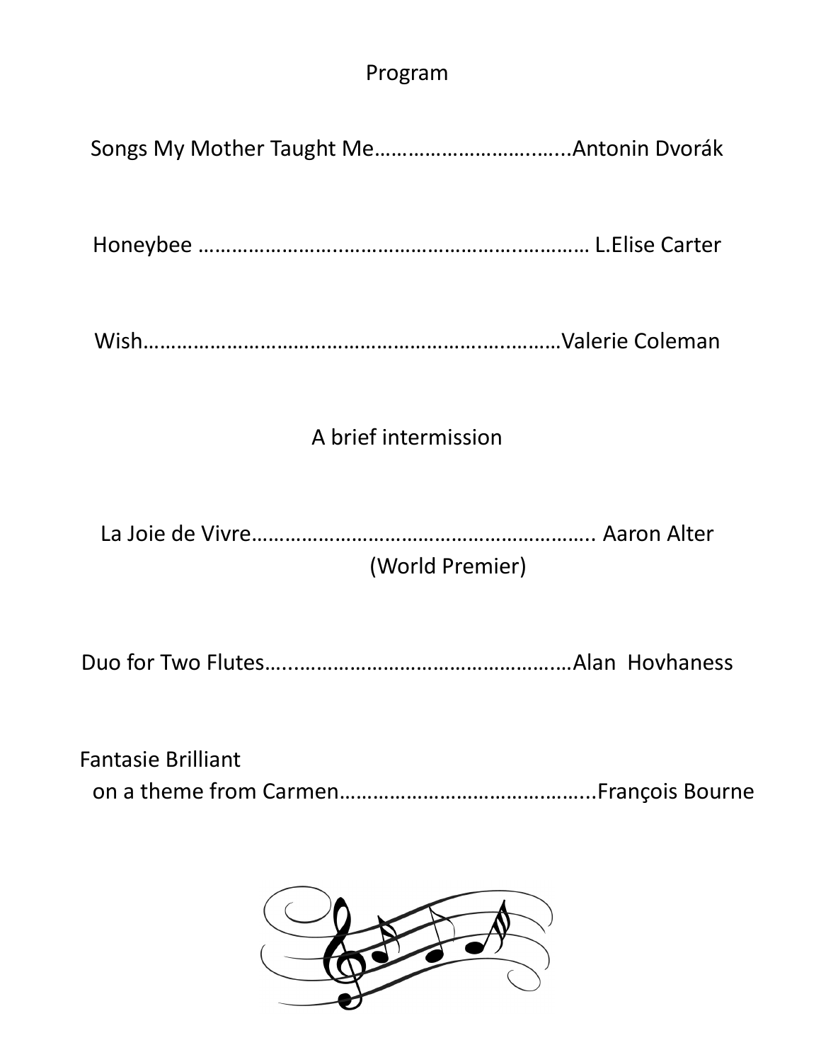# Program

Songs My Mother Taught Me……………………………...Antonin Dvorák

Honeybee ……………………………………………………………… L.Elise Carter

Wish………………………………………………………………………Valerie Coleman

A brief intermission

La Joie de Vivre…………………………………………………. Aaron Alter
(World Premier)

Duo for Two Flutes…..…………………………………………Alan Hovhaness

Fantasie Brilliant
on a theme from Carmen……………………………………..François Bourne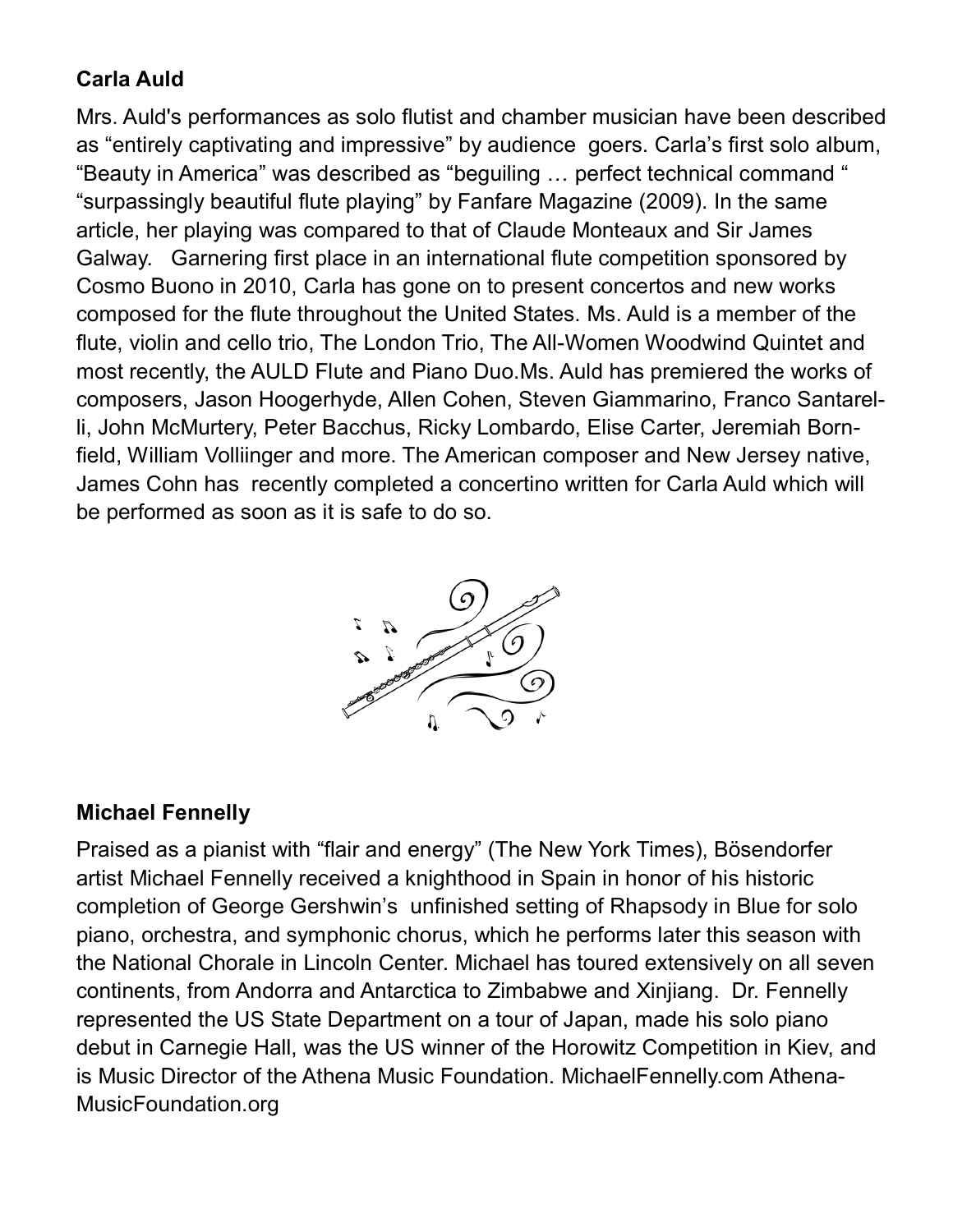**Carla Auld**

Mrs. Auld's performances as solo flutist and chamber musician have been described as “entirely captivating and impressive” by audience goers. Carla’s first solo album, “Beauty in America” was described as “beguiling … perfect technical command “ “surpassingly beautiful flute playing” by Fanfare Magazine (2009). In the same article, her playing was compared to that of Claude Monteaux and Sir James Galway. Garnering first place in an international flute competition sponsored by Cosmo Buono in 2010, Carla has gone on to present concertos and new works composed for the flute throughout the United States. Ms. Auld is a member of the flute, violin and cello trio, The London Trio, The All-Women Woodwind Quintet and most recently, the AULD Flute and Piano Duo.Ms. Auld has premiered the works of composers, Jason Hoogerhyde, Allen Cohen, Steven Giammarino, Franco Santarelli, John McMurtery, Peter Bacchus, Ricky Lombardo, Elise Carter, Jeremiah Bornfield, William Volliinger and more. The American composer and New Jersey native, James Cohn has recently completed a concertino written for Carla Auld which will be performed as soon as it is safe to do so.

**Michael Fennelly**

Praised as a pianist with “flair and energy” (The New York Times), Bösendorfer artist Michael Fennelly received a knighthood in Spain in honor of his historic completion of George Gershwin’s unfinished setting of Rhapsody in Blue for solo piano, orchestra, and symphonic chorus, which he performs later this season with the National Chorale in Lincoln Center. Michael has toured extensively on all seven continents, from Andorra and Antarctica to Zimbabwe and Xinjiang. Dr. Fennelly represented the US State Department on a tour of Japan, made his solo piano debut in Carnegie Hall, was the US winner of the Horowitz Competition in Kiev, and is Music Director of the Athena Music Foundation. MichaelFennelly.com AthenaMusicFoundation.org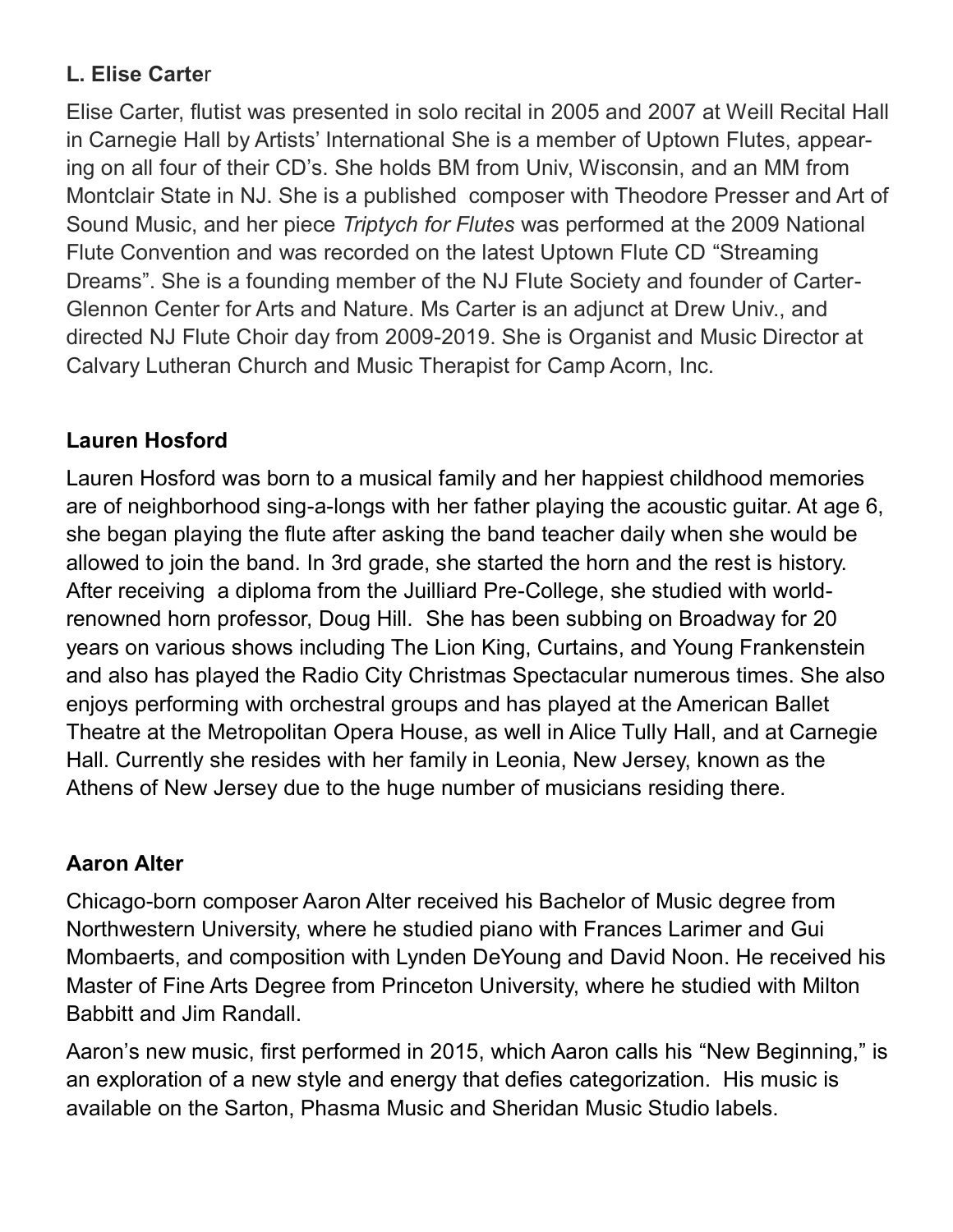### L. Elise Carter

Elise Carter, flutist was presented in solo recital in 2005 and 2007 at Weill Recital Hall in Carnegie Hall by Artists' International She is a member of Uptown Flutes, appearing on all four of their CD's. She holds BM from Univ, Wisconsin, and an MM from Montclair State in NJ. She is a published composer with Theodore Presser and Art of Sound Music, and her piece *Triptych for Flutes* was performed at the 2009 National Flute Convention and was recorded on the latest Uptown Flute CD "Streaming Dreams". She is a founding member of the NJ Flute Society and founder of Carter-Glennon Center for Arts and Nature. Ms Carter is an adjunct at Drew Univ., and directed NJ Flute Choir day from 2009-2019. She is Organist and Music Director at Calvary Lutheran Church and Music Therapist for Camp Acorn, Inc.

### Lauren Hosford

Lauren Hosford was born to a musical family and her happiest childhood memories are of neighborhood sing-a-longs with her father playing the acoustic guitar. At age 6, she began playing the flute after asking the band teacher daily when she would be allowed to join the band. In 3rd grade, she started the horn and the rest is history. After receiving a diploma from the Juilliard Pre-College, she studied with world-renowned horn professor, Doug Hill. She has been subbing on Broadway for 20 years on various shows including The Lion King, Curtains, and Young Frankenstein and also has played the Radio City Christmas Spectacular numerous times. She also enjoys performing with orchestral groups and has played at the American Ballet Theatre at the Metropolitan Opera House, as well in Alice Tully Hall, and at Carnegie Hall. Currently she resides with her family in Leonia, New Jersey, known as the Athens of New Jersey due to the huge number of musicians residing there.

### Aaron Alter

Chicago-born composer Aaron Alter received his Bachelor of Music degree from Northwestern University, where he studied piano with Frances Larimer and Gui Mombaerts, and composition with Lynden DeYoung and David Noon. He received his Master of Fine Arts Degree from Princeton University, where he studied with Milton Babbitt and Jim Randall.

Aaron's new music, first performed in 2015, which Aaron calls his "New Beginning," is an exploration of a new style and energy that defies categorization. His music is available on the Sarton, Phasma Music and Sheridan Music Studio labels.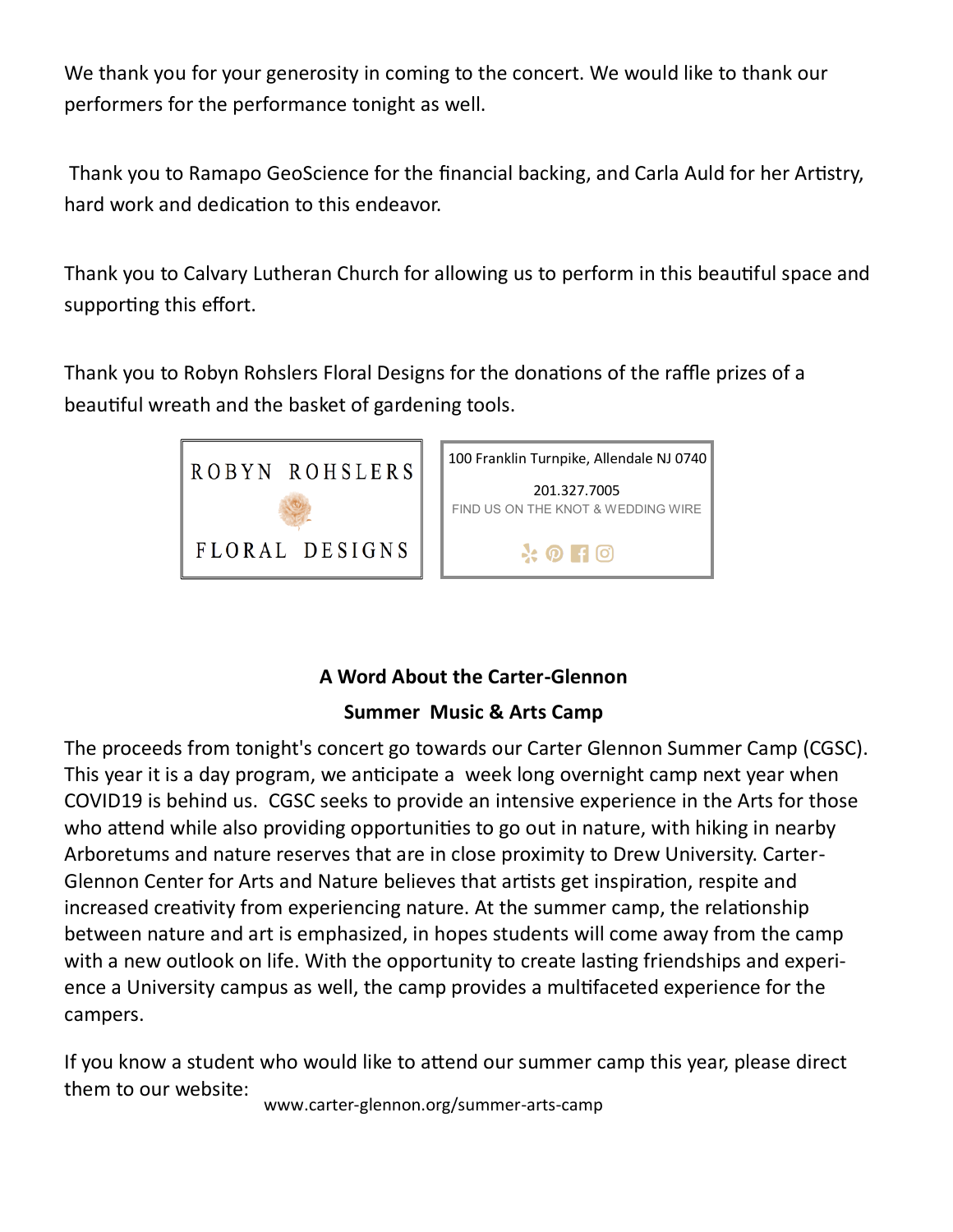We thank you for your generosity in coming to the concert. We would like to thank our performers for the performance tonight as well.

Thank you to Ramapo GeoScience for the financial backing, and Carla Auld for her Artistry, hard work and dedication to this endeavor.

Thank you to Calvary Lutheran Church for allowing us to perform in this beautiful space and supporting this effort.

Thank you to Robyn Rohslers Floral Designs for the donations of the raffle prizes of a beautiful wreath and the basket of gardening tools.

ROBYN ROHSLERS

FLORAL DESIGNS

100 Franklin Turnpike, Allendale NJ 0740

201.327.7005

FIND US ON THE KNOT & WEDDING WIRE

**A Word About the Carter-Glennon**

**Summer Music & Arts Camp**

The proceeds from tonight's concert go towards our Carter Glennon Summer Camp (CGSC). This year it is a day program, we anticipate a week long overnight camp next year when COVID19 is behind us. CGSC seeks to provide an intensive experience in the Arts for those who attend while also providing opportunities to go out in nature, with hiking in nearby Arboretums and nature reserves that are in close proximity to Drew University. Carter-Glennon Center for Arts and Nature believes that artists get inspiration, respite and increased creativity from experiencing nature. At the summer camp, the relationship between nature and art is emphasized, in hopes students will come away from the camp with a new outlook on life. With the opportunity to create lasting friendships and experience a University campus as well, the camp provides a multifaceted experience for the campers.

If you know a student who would like to attend our summer camp this year, please direct them to our website:
www.carter-glennon.org/summer-arts-camp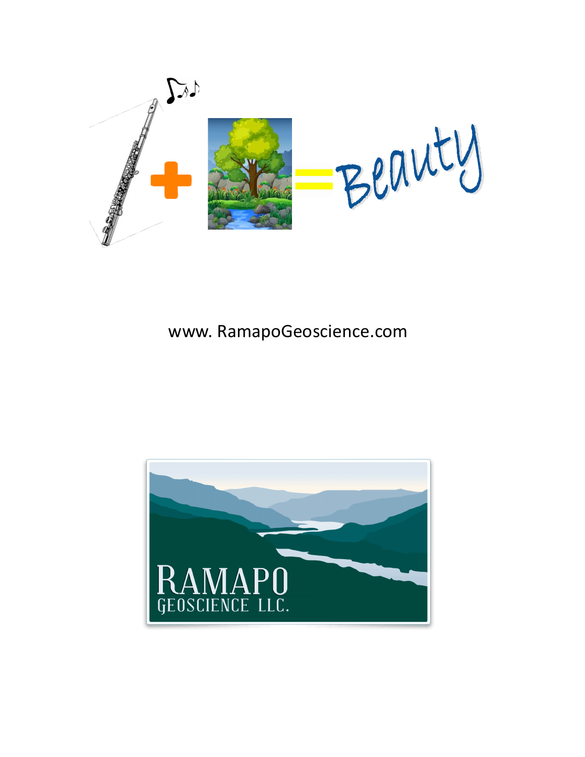www. RamapoGeoscience.com